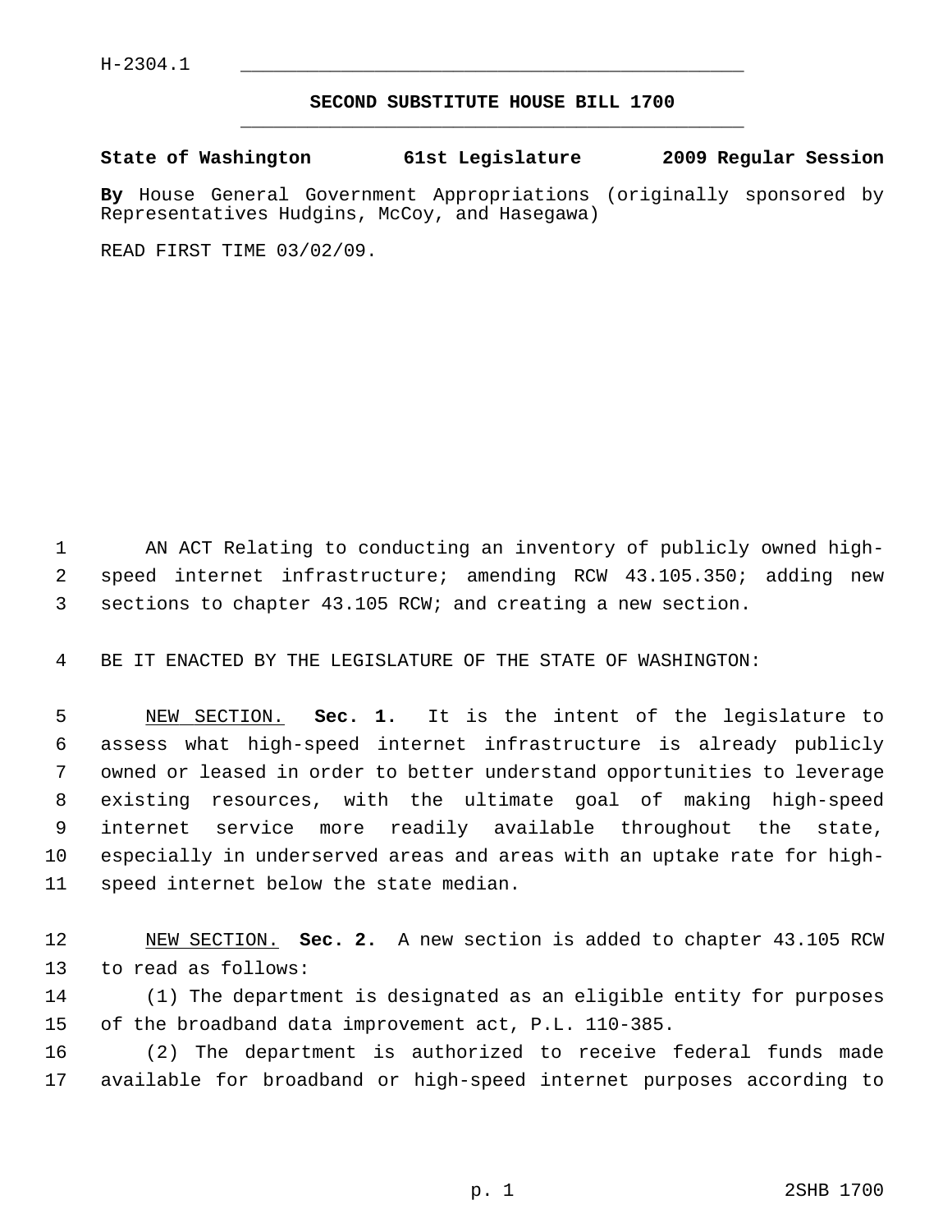H-2304.1

**SECOND SUBSTITUTE HOUSE BILL 1700**

**State of Washington 61st Legislature 2009 Regular Session**

**By** House General Government Appropriations (originally sponsored by Representatives Hudgins, McCoy, and Hasegawa)

READ FIRST TIME 03/02/09.

AN ACT Relating to conducting an inventory of publicly owned high-speed internet infrastructure; amending RCW 43.105.350; adding new sections to chapter 43.105 RCW; and creating a new section.

BE IT ENACTED BY THE LEGISLATURE OF THE STATE OF WASHINGTON:

NEW SECTION. **Sec. 1.** It is the intent of the legislature to assess what high-speed internet infrastructure is already publicly owned or leased in order to better understand opportunities to leverage existing resources, with the ultimate goal of making high-speed internet service more readily available throughout the state, especially in underserved areas and areas with an uptake rate for high-speed internet below the state median.

NEW SECTION. **Sec. 2.** A new section is added to chapter 43.105 RCW to read as follows:

(1) The department is designated as an eligible entity for purposes of the broadband data improvement act, P.L. 110-385.

(2) The department is authorized to receive federal funds made available for broadband or high-speed internet purposes according to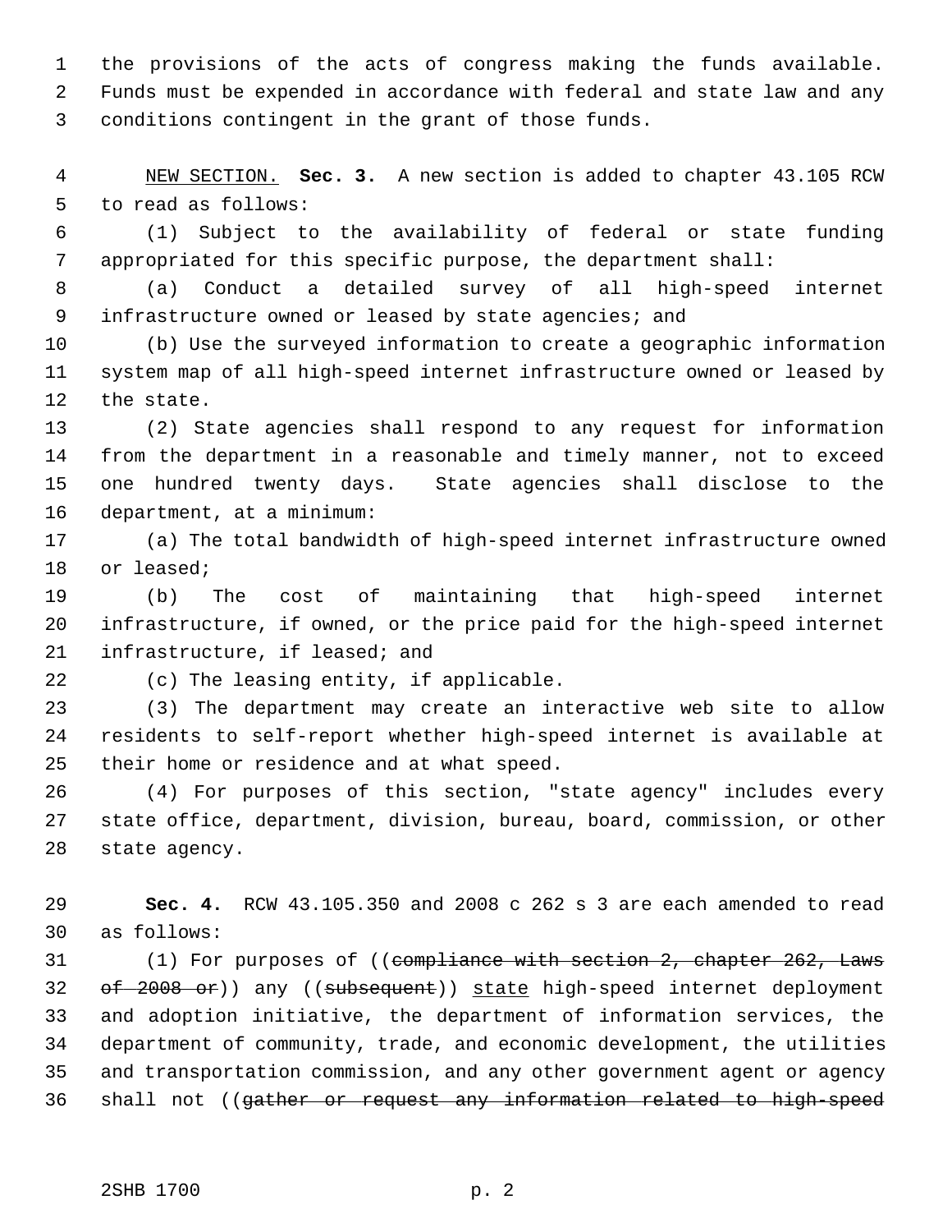the provisions of the acts of congress making the funds available. Funds must be expended in accordance with federal and state law and any conditions contingent in the grant of those funds.

NEW SECTION. **Sec. 3.** A new section is added to chapter 43.105 RCW to read as follows:

(1) Subject to the availability of federal or state funding appropriated for this specific purpose, the department shall:

(a) Conduct a detailed survey of all high-speed internet infrastructure owned or leased by state agencies; and

(b) Use the surveyed information to create a geographic information system map of all high-speed internet infrastructure owned or leased by the state.

(2) State agencies shall respond to any request for information from the department in a reasonable and timely manner, not to exceed one hundred twenty days. State agencies shall disclose to the department, at a minimum:

(a) The total bandwidth of high-speed internet infrastructure owned or leased;

(b) The cost of maintaining that high-speed internet infrastructure, if owned, or the price paid for the high-speed internet infrastructure, if leased; and

(c) The leasing entity, if applicable.

(3) The department may create an interactive web site to allow residents to self-report whether high-speed internet is available at their home or residence and at what speed.

(4) For purposes of this section, "state agency" includes every state office, department, division, bureau, board, commission, or other state agency.

**Sec. 4.** RCW 43.105.350 and 2008 c 262 s 3 are each amended to read as follows:

(1) For purposes of ((~~compliance with section 2, chapter 262, Laws of 2008 or~~)) any ((~~subsequent~~)) state high-speed internet deployment and adoption initiative, the department of information services, the department of community, trade, and economic development, the utilities and transportation commission, and any other government agent or agency shall not ((~~gather or request any information related to high-speed~~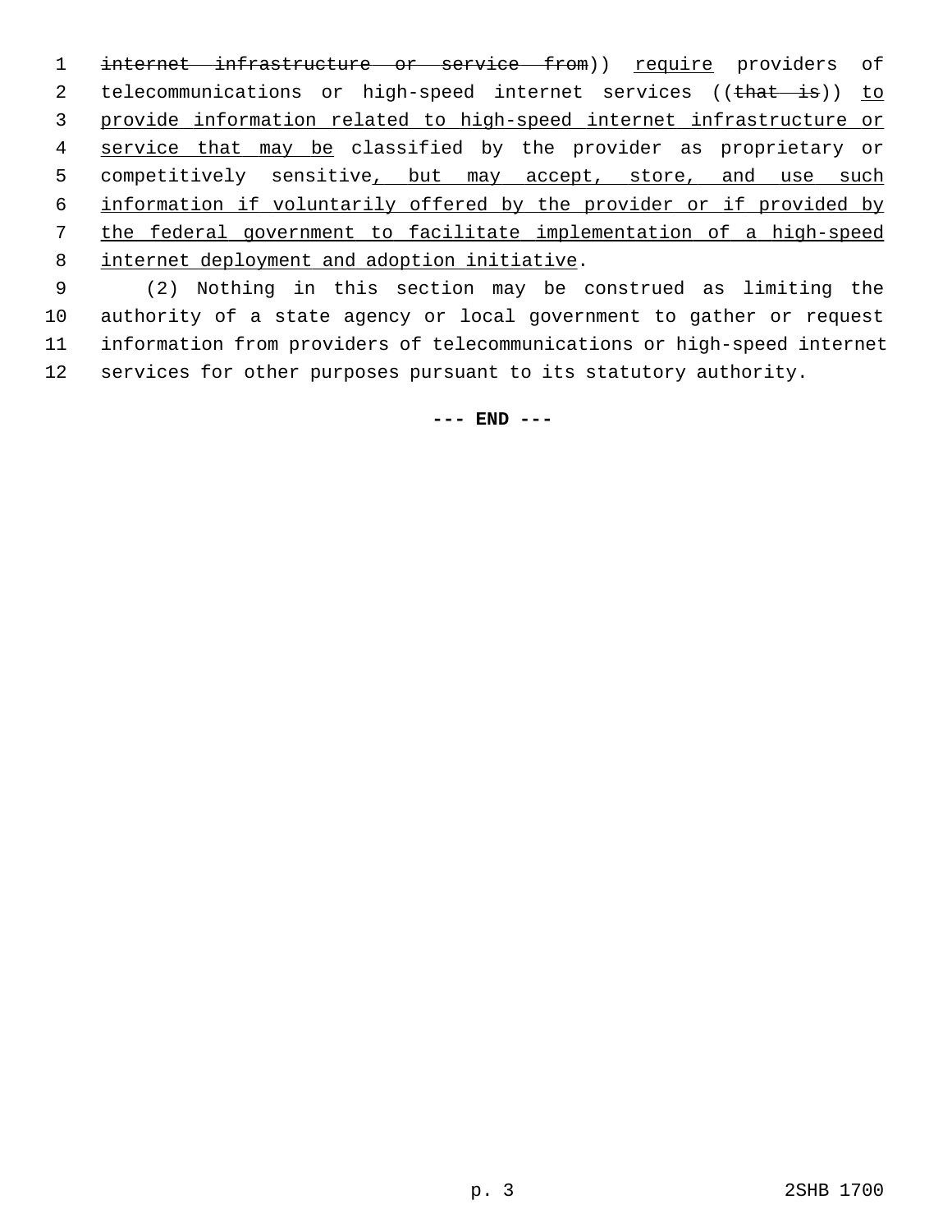~~internet infrastructure or service from~~)) <u>require</u> providers of telecommunications or high-speed internet services ((~~that is~~)) <u>to provide information related to high-speed internet infrastructure or service that may be</u> classified by the provider as proprietary or competitively sensitive<u>, but may accept, store, and use such information if voluntarily offered by the provider or if provided by the federal government to facilitate implementation of a high-speed internet deployment and adoption initiative</u>.

(2) Nothing in this section may be construed as limiting the authority of a state agency or local government to gather or request information from providers of telecommunications or high-speed internet services for other purposes pursuant to its statutory authority.

**--- END ---**